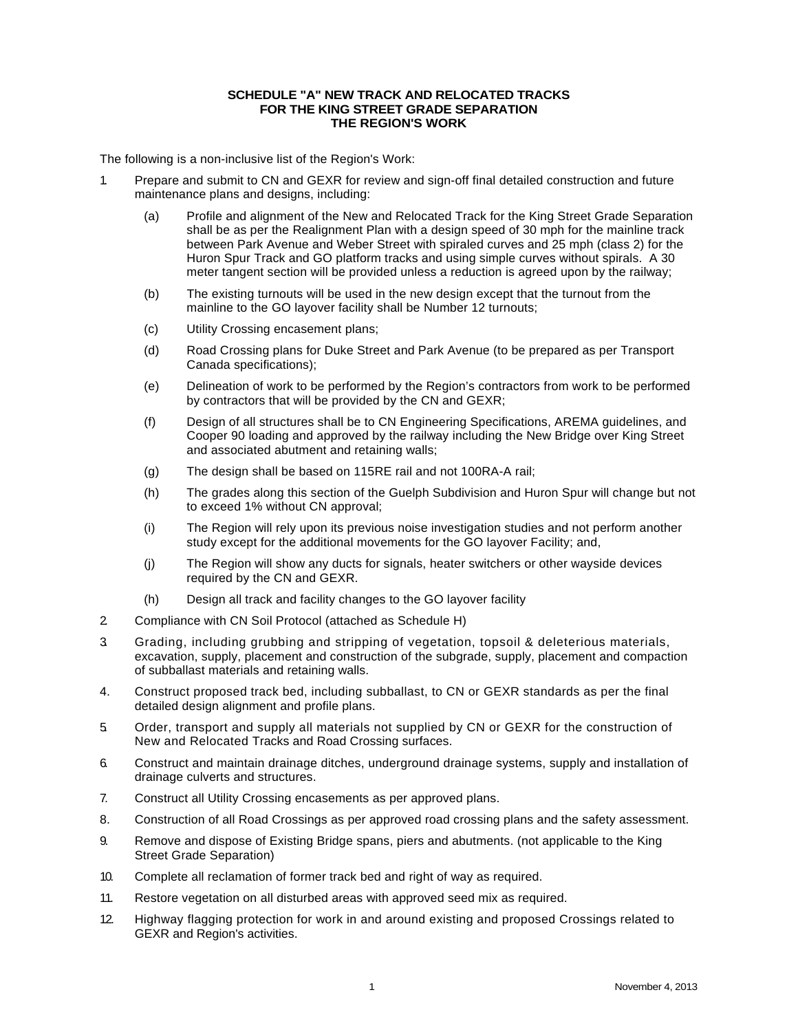# SCHEDULE "A" NEW TRACK AND RELOCATED TRACKS FOR THE KING STREET GRADE SEPARATION THE REGION'S WORK

The following is a non-inclusive list of the Region's Work:

1. Prepare and submit to CN and GEXR for review and sign-off final detailed construction and future maintenance plans and designs, including:

   (a) Profile and alignment of the New and Relocated Track for the King Street Grade Separation shall be as per the Realignment Plan with a design speed of 30 mph for the mainline track between Park Avenue and Weber Street with spiraled curves and 25 mph (class 2) for the Huron Spur Track and GO platform tracks and using simple curves without spirals. A 30 meter tangent section will be provided unless a reduction is agreed upon by the railway;

   (b) The existing turnouts will be used in the new design except that the turnout from the mainline to the GO layover facility shall be Number 12 turnouts;

   (c) Utility Crossing encasement plans;

   (d) Road Crossing plans for Duke Street and Park Avenue (to be prepared as per Transport Canada specifications);

   (e) Delineation of work to be performed by the Region's contractors from work to be performed by contractors that will be provided by the CN and GEXR;

   (f) Design of all structures shall be to CN Engineering Specifications, AREMA guidelines, and Cooper 90 loading and approved by the railway including the New Bridge over King Street and associated abutment and retaining walls;

   (g) The design shall be based on 115RE rail and not 100RA-A rail;

   (h) The grades along this section of the Guelph Subdivision and Huron Spur will change but not to exceed 1% without CN approval;

   (i) The Region will rely upon its previous noise investigation studies and not perform another study except for the additional movements for the GO layover Facility; and,

   (j) The Region will show any ducts for signals, heater switchers or other wayside devices required by the CN and GEXR.

   (h) Design all track and facility changes to the GO layover facility

2. Compliance with CN Soil Protocol (attached as Schedule H)

3. Grading, including grubbing and stripping of vegetation, topsoil & deleterious materials, excavation, supply, placement and construction of the subgrade, supply, placement and compaction of subballast materials and retaining walls.

4. Construct proposed track bed, including subballast, to CN or GEXR standards as per the final detailed design alignment and profile plans.

5. Order, transport and supply all materials not supplied by CN or GEXR for the construction of New and Relocated Tracks and Road Crossing surfaces.

6. Construct and maintain drainage ditches, underground drainage systems, supply and installation of drainage culverts and structures.

7. Construct all Utility Crossing encasements as per approved plans.

8. Construction of all Road Crossings as per approved road crossing plans and the safety assessment.

9. Remove and dispose of Existing Bridge spans, piers and abutments. (not applicable to the King Street Grade Separation)

10. Complete all reclamation of former track bed and right of way as required.

11. Restore vegetation on all disturbed areas with approved seed mix as required.

12. Highway flagging protection for work in and around existing and proposed Crossings related to GEXR and Region's activities.

November 4, 2013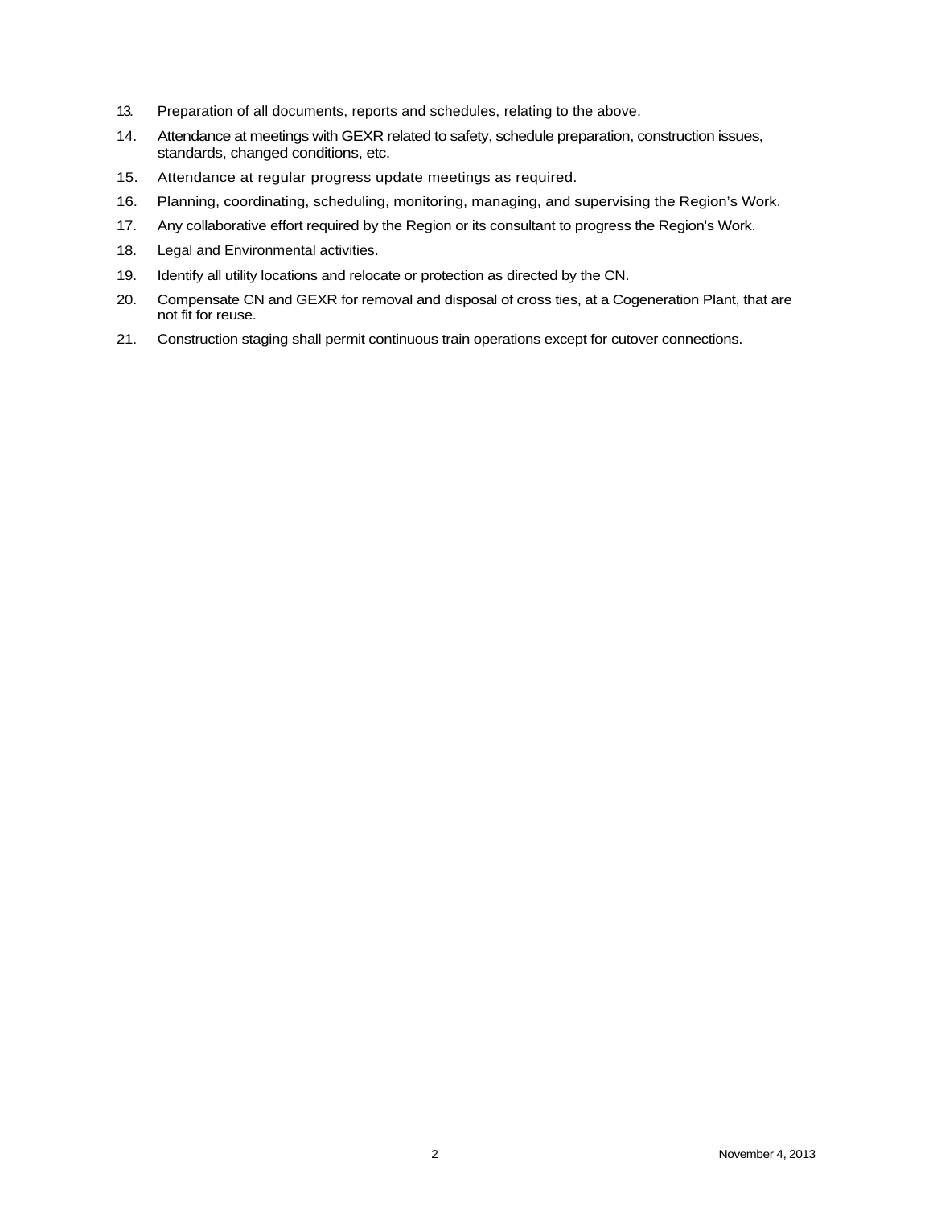13. Preparation of all documents, reports and schedules, relating to the above.
14. Attendance at meetings with GEXR related to safety, schedule preparation, construction issues, standards, changed conditions, etc.
15. Attendance at regular progress update meetings as required.
16. Planning, coordinating, scheduling, monitoring, managing, and supervising the Region's Work.
17. Any collaborative effort required by the Region or its consultant to progress the Region's Work.
18. Legal and Environmental activities.
19. Identify all utility locations and relocate or protection as directed by the CN.
20. Compensate CN and GEXR for removal and disposal of cross ties, at a Cogeneration Plant, that are not fit for reuse.
21. Construction staging shall permit continuous train operations except for cutover connections.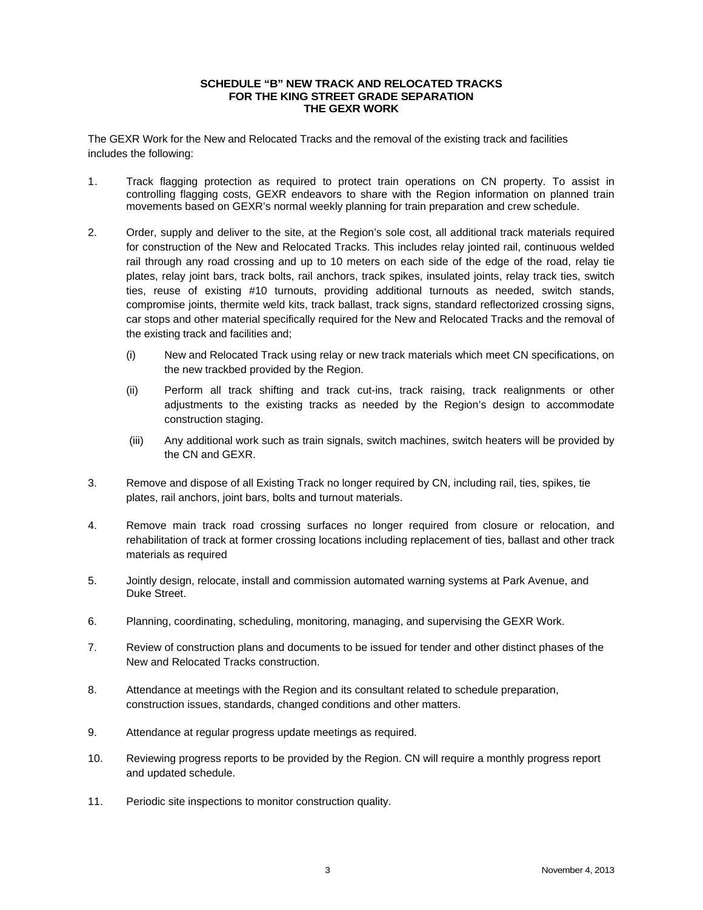**SCHEDULE "B" NEW TRACK AND RELOCATED TRACKS**
**FOR THE KING STREET GRADE SEPARATION**
**THE GEXR WORK**

The GEXR Work for the New and Relocated Tracks and the removal of the existing track and facilities includes the following:

1. Track flagging protection as required to protect train operations on CN property. To assist in controlling flagging costs, GEXR endeavors to share with the Region information on planned train movements based on GEXR's normal weekly planning for train preparation and crew schedule.

2. Order, supply and deliver to the site, at the Region's sole cost, all additional track materials required for construction of the New and Relocated Tracks. This includes relay jointed rail, continuous welded rail through any road crossing and up to 10 meters on each side of the edge of the road, relay tie plates, relay joint bars, track bolts, rail anchors, track spikes, insulated joints, relay track ties, switch ties, reuse of existing #10 turnouts, providing additional turnouts as needed, switch stands, compromise joints, thermite weld kits, track ballast, track signs, standard reflectorized crossing signs, car stops and other material specifically required for the New and Relocated Tracks and the removal of the existing track and facilities and;

   (i) New and Relocated Track using relay or new track materials which meet CN specifications, on the new trackbed provided by the Region.

   (ii) Perform all track shifting and track cut-ins, track raising, track realignments or other adjustments to the existing tracks as needed by the Region's design to accommodate construction staging.

   (iii) Any additional work such as train signals, switch machines, switch heaters will be provided by the CN and GEXR.

3. Remove and dispose of all Existing Track no longer required by CN, including rail, ties, spikes, tie plates, rail anchors, joint bars, bolts and turnout materials.

4. Remove main track road crossing surfaces no longer required from closure or relocation, and rehabilitation of track at former crossing locations including replacement of ties, ballast and other track materials as required

5. Jointly design, relocate, install and commission automated warning systems at Park Avenue, and Duke Street.

6. Planning, coordinating, scheduling, monitoring, managing, and supervising the GEXR Work.

7. Review of construction plans and documents to be issued for tender and other distinct phases of the New and Relocated Tracks construction.

8. Attendance at meetings with the Region and its consultant related to schedule preparation, construction issues, standards, changed conditions and other matters.

9. Attendance at regular progress update meetings as required.

10. Reviewing progress reports to be provided by the Region. CN will require a monthly progress report and updated schedule.

11. Periodic site inspections to monitor construction quality.

November 4, 2013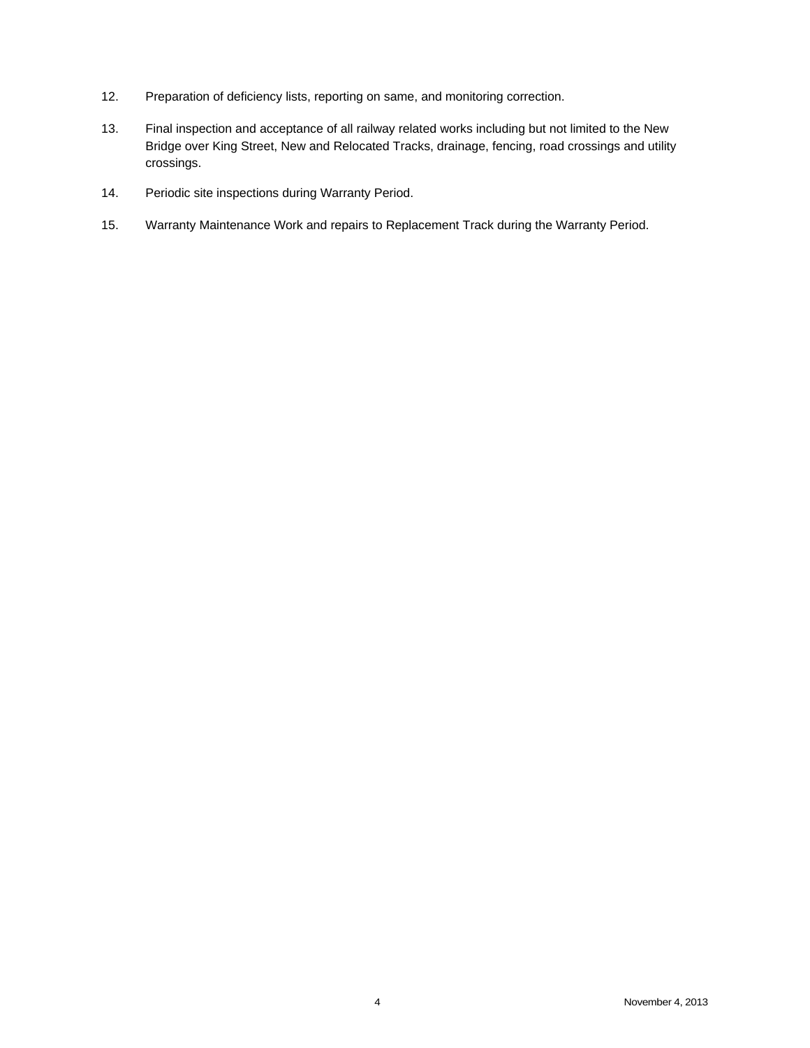12. Preparation of deficiency lists, reporting on same, and monitoring correction.

13. Final inspection and acceptance of all railway related works including but not limited to the New Bridge over King Street, New and Relocated Tracks, drainage, fencing, road crossings and utility crossings.

14. Periodic site inspections during Warranty Period.

15. Warranty Maintenance Work and repairs to Replacement Track during the Warranty Period.